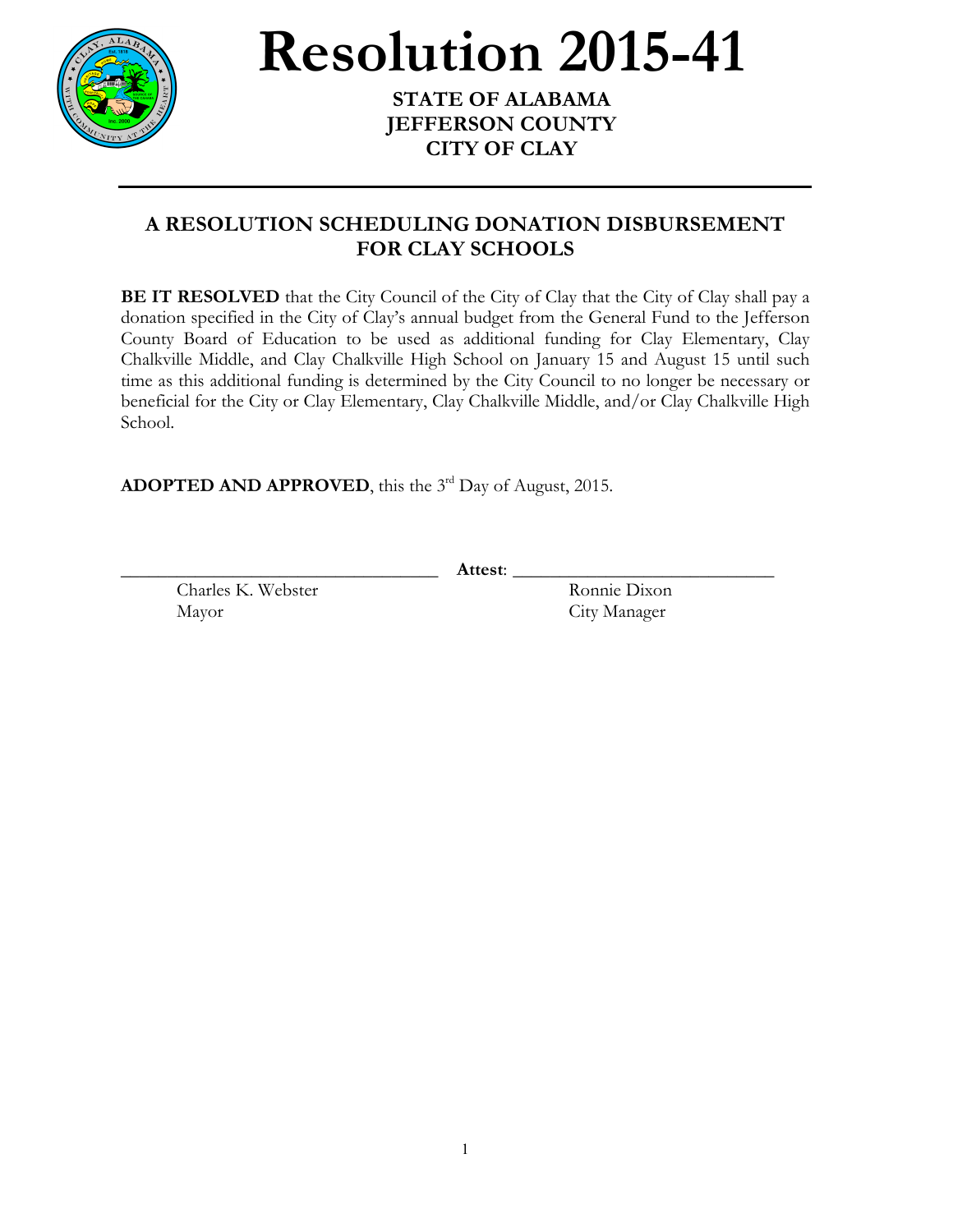# Resolution 2015-41

**STATE OF ALABAMA**
**JEFFERSON COUNTY**
**CITY OF CLAY**

---

## A RESOLUTION SCHEDULING DONATION DISBURSEMENT FOR CLAY SCHOOLS

**BE IT RESOLVED** that the City Council of the City of Clay that the City of Clay shall pay a donation specified in the City of Clay's annual budget from the General Fund to the Jefferson County Board of Education to be used as additional funding for Clay Elementary, Clay Chalkville Middle, and Clay Chalkville High School on January 15 and August 15 until such time as this additional funding is determined by the City Council to no longer be necessary or beneficial for the City or Clay Elementary, Clay Chalkville Middle, and/or Clay Chalkville High School.

**ADOPTED AND APPROVED**, this the 3rd Day of August, 2015.

\_\_\_\_\_\_\_\_\_\_\_\_\_\_\_\_\_\_\_\_\_\_\_\_\_\_\_\_\_\_\_\_\_\_ **Attest**: \_\_\_\_\_\_\_\_\_\_\_\_\_\_\_\_\_\_\_\_\_\_\_\_\_\_\_\_\_\_\_\_\_\_

Charles K. Webster
Mayor

Ronnie Dixon
City Manager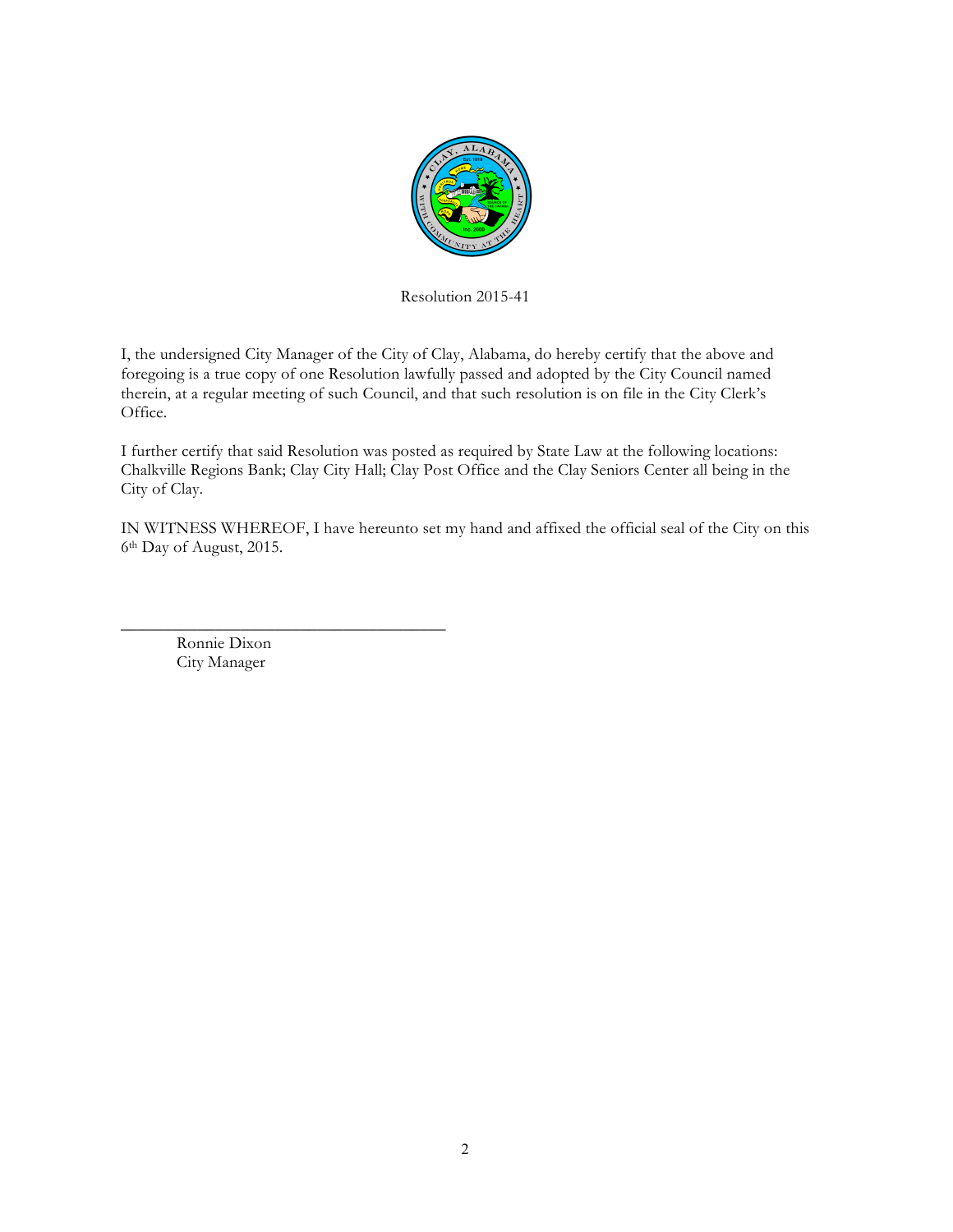Resolution 2015-41

I, the undersigned City Manager of the City of Clay, Alabama, do hereby certify that the above and foregoing is a true copy of one Resolution lawfully passed and adopted by the City Council named therein, at a regular meeting of such Council, and that such resolution is on file in the City Clerk's Office.

I further certify that said Resolution was posted as required by State Law at the following locations: Chalkville Regions Bank; Clay City Hall; Clay Post Office and the Clay Seniors Center all being in the City of Clay.

IN WITNESS WHEREOF, I have hereunto set my hand and affixed the official seal of the City on this 6th Day of August, 2015.

______________________________________

Ronnie Dixon
City Manager